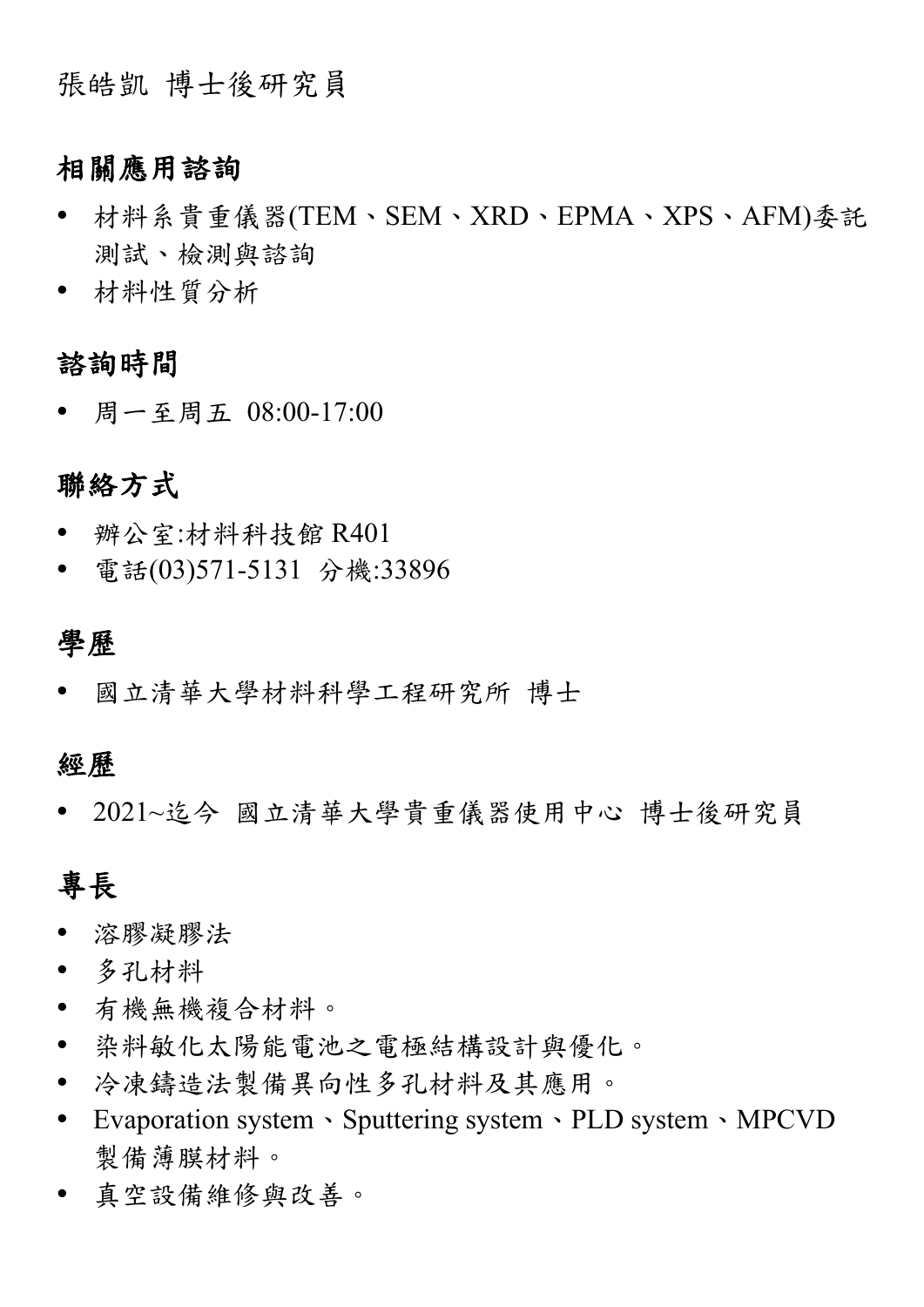張皓凱 博士後研究員

## 相關應用諮詢

- 材料系貴重儀器(TEM、SEM、XRD、EPMA、XPS、AFM)委託測試、檢測與諮詢
- 材料性質分析

## 諮詢時間

- 周一至周五 08:00-17:00

## 聯絡方式

- 辦公室:材料科技館 R401
- 電話(03)571-5131 分機:33896

## 學歷

- 國立清華大學材料科學工程研究所 博士

## 經歷

- 2021~迄今 國立清華大學貴重儀器使用中心 博士後研究員

## 專長

- 溶膠凝膠法
- 多孔材料
- 有機無機複合材料。
- 染料敏化太陽能電池之電極結構設計與優化。
- 冷凍鑄造法製備異向性多孔材料及其應用。
- Evaporation system、Sputtering system、PLD system、MPCVD 製備薄膜材料。
- 真空設備維修與改善。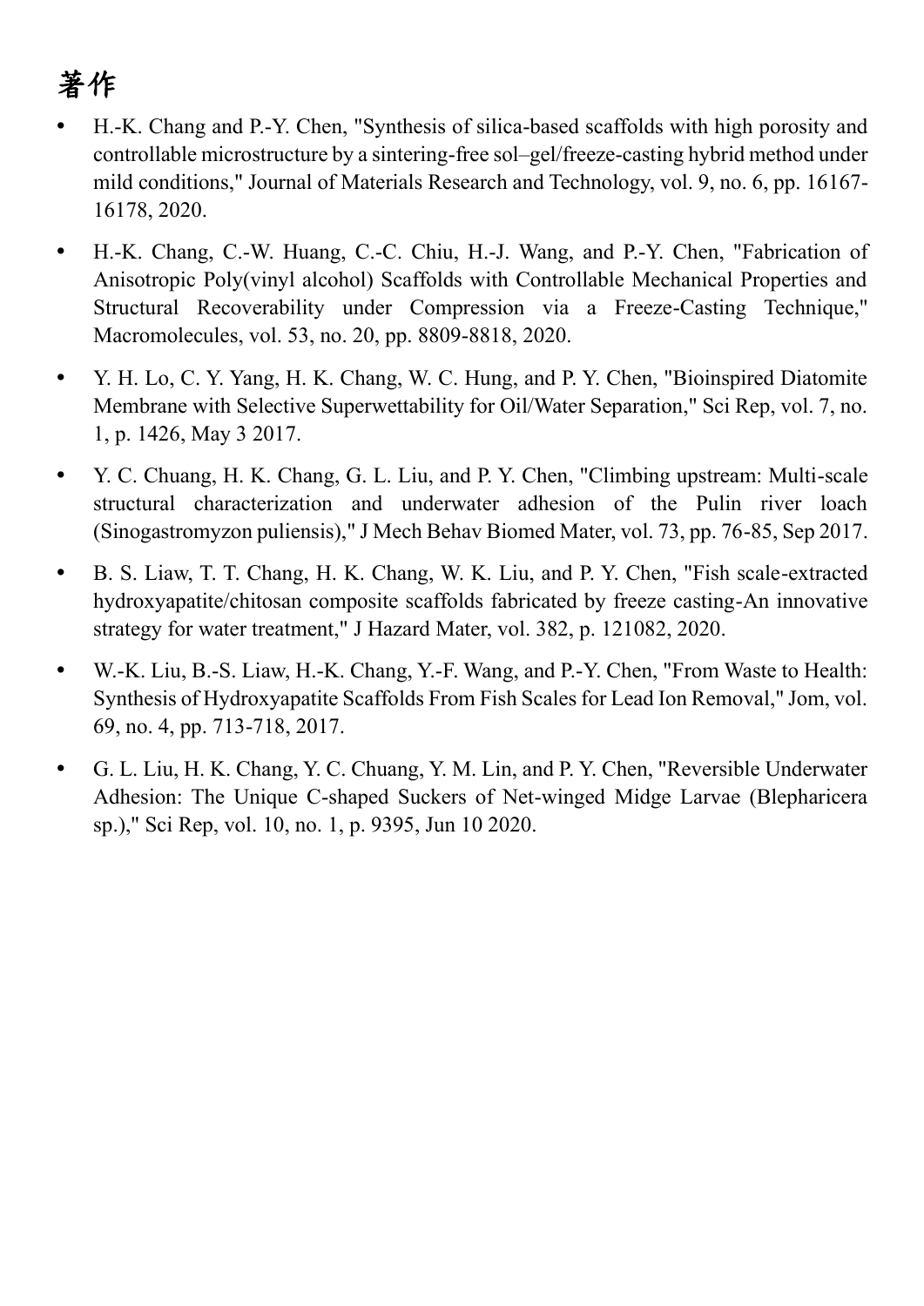# 著作

- H.-K. Chang and P.-Y. Chen, "Synthesis of silica-based scaffolds with high porosity and controllable microstructure by a sintering-free sol–gel/freeze-casting hybrid method under mild conditions," Journal of Materials Research and Technology, vol. 9, no. 6, pp. 16167-16178, 2020.
- H.-K. Chang, C.-W. Huang, C.-C. Chiu, H.-J. Wang, and P.-Y. Chen, "Fabrication of Anisotropic Poly(vinyl alcohol) Scaffolds with Controllable Mechanical Properties and Structural Recoverability under Compression via a Freeze-Casting Technique," Macromolecules, vol. 53, no. 20, pp. 8809-8818, 2020.
- Y. H. Lo, C. Y. Yang, H. K. Chang, W. C. Hung, and P. Y. Chen, "Bioinspired Diatomite Membrane with Selective Superwettability for Oil/Water Separation," Sci Rep, vol. 7, no. 1, p. 1426, May 3 2017.
- Y. C. Chuang, H. K. Chang, G. L. Liu, and P. Y. Chen, "Climbing upstream: Multi-scale structural characterization and underwater adhesion of the Pulin river loach (Sinogastromyzon puliensis)," J Mech Behav Biomed Mater, vol. 73, pp. 76-85, Sep 2017.
- B. S. Liaw, T. T. Chang, H. K. Chang, W. K. Liu, and P. Y. Chen, "Fish scale-extracted hydroxyapatite/chitosan composite scaffolds fabricated by freeze casting-An innovative strategy for water treatment," J Hazard Mater, vol. 382, p. 121082, 2020.
- W.-K. Liu, B.-S. Liaw, H.-K. Chang, Y.-F. Wang, and P.-Y. Chen, "From Waste to Health: Synthesis of Hydroxyapatite Scaffolds From Fish Scales for Lead Ion Removal," Jom, vol. 69, no. 4, pp. 713-718, 2017.
- G. L. Liu, H. K. Chang, Y. C. Chuang, Y. M. Lin, and P. Y. Chen, "Reversible Underwater Adhesion: The Unique C-shaped Suckers of Net-winged Midge Larvae (Blephariceridae sp.)," Sci Rep, vol. 10, no. 1, p. 9395, Jun 10 2020.